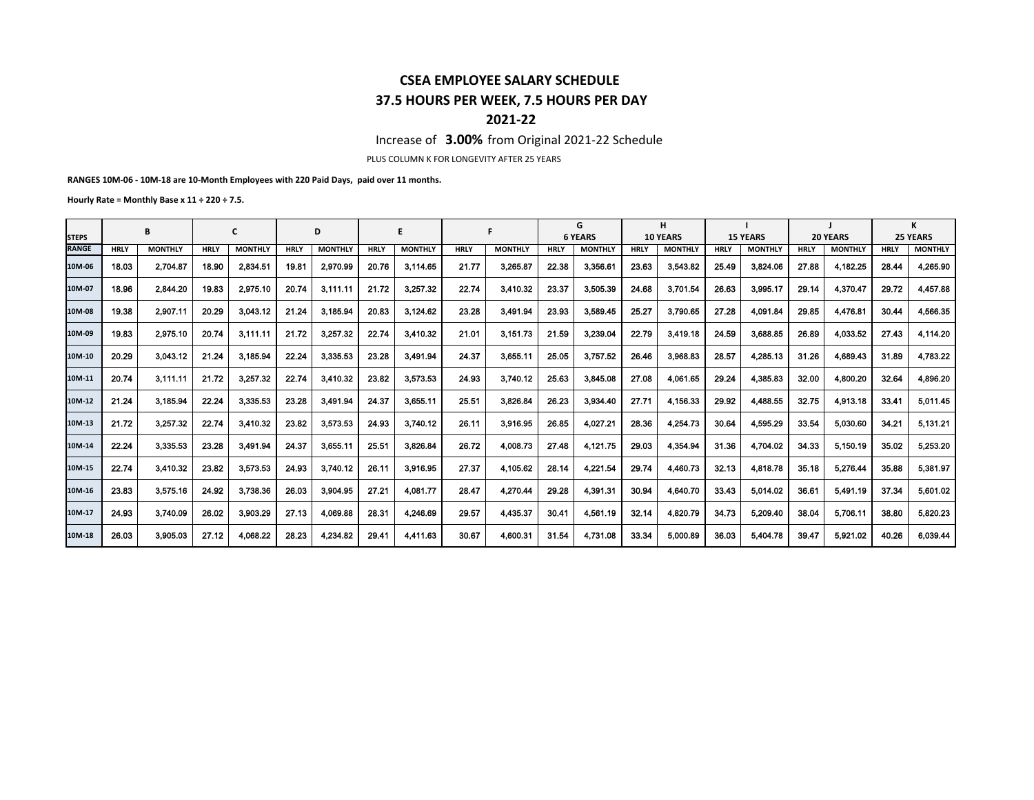# CSEA EMPLOYEE SALARY SCHEDULE

## 37.5 HOURS PER WEEK, 7.5 HOURS PER DAY

## 2021-22

Increase of **3.00%** from Original 2021-22 Schedule

PLUS COLUMN K FOR LONGEVITY AFTER 25 YEARS

**RANGES 10M-06 - 10M-18 are 10-Month Employees with 220 Paid Days, paid over 11 months.**

**Hourly Rate = Monthly Base x 11 ÷ 220 ÷ 7.5.**

| STEPS | B | | C | | D | | E | | F | | G 6 YEARS | | H 10 YEARS | | I 15 YEARS | | J 20 YEARS | | K 25 YEARS | |
|---|---|---|---|---|---|---|---|---|---|---|---|---|---|---|---|---|---|---|---|---|
| RANGE | HRLY | MONTHLY | HRLY | MONTHLY | HRLY | MONTHLY | HRLY | MONTHLY | HRLY | MONTHLY | HRLY | MONTHLY | HRLY | MONTHLY | HRLY | MONTHLY | HRLY | MONTHLY | HRLY | MONTHLY |
| 10M-06 | 18.03 | 2,704.87 | 18.90 | 2,834.51 | 19.81 | 2,970.99 | 20.76 | 3,114.65 | 21.77 | 3,265.87 | 22.38 | 3,356.61 | 23.63 | 3,543.82 | 25.49 | 3,824.06 | 27.88 | 4,182.25 | 28.44 | 4,265.90 |
| 10M-07 | 18.96 | 2,844.20 | 19.83 | 2,975.10 | 20.74 | 3,111.11 | 21.72 | 3,257.32 | 22.74 | 3,410.32 | 23.37 | 3,505.39 | 24.68 | 3,701.54 | 26.63 | 3,995.17 | 29.14 | 4,370.47 | 29.72 | 4,457.88 |
| 10M-08 | 19.38 | 2,907.11 | 20.29 | 3,043.12 | 21.24 | 3,185.94 | 20.83 | 3,124.62 | 23.28 | 3,491.94 | 23.93 | 3,589.45 | 25.27 | 3,790.65 | 27.28 | 4,091.84 | 29.85 | 4,476.81 | 30.44 | 4,566.35 |
| 10M-09 | 19.83 | 2,975.10 | 20.74 | 3,111.11 | 21.72 | 3,257.32 | 22.74 | 3,410.32 | 21.01 | 3,151.73 | 21.59 | 3,239.04 | 22.79 | 3,419.18 | 24.59 | 3,688.85 | 26.89 | 4,033.52 | 27.43 | 4,114.20 |
| 10M-10 | 20.29 | 3,043.12 | 21.24 | 3,185.94 | 22.24 | 3,335.53 | 23.28 | 3,491.94 | 24.37 | 3,655.11 | 25.05 | 3,757.52 | 26.46 | 3,968.83 | 28.57 | 4,285.13 | 31.26 | 4,689.43 | 31.89 | 4,783.22 |
| 10M-11 | 20.74 | 3,111.11 | 21.72 | 3,257.32 | 22.74 | 3,410.32 | 23.82 | 3,573.53 | 24.93 | 3,740.12 | 25.63 | 3,845.08 | 27.08 | 4,061.65 | 29.24 | 4,385.83 | 32.00 | 4,800.20 | 32.64 | 4,896.20 |
| 10M-12 | 21.24 | 3,185.94 | 22.24 | 3,335.53 | 23.28 | 3,491.94 | 24.37 | 3,655.11 | 25.51 | 3,826.84 | 26.23 | 3,934.40 | 27.71 | 4,156.33 | 29.92 | 4,488.55 | 32.75 | 4,913.18 | 33.41 | 5,011.45 |
| 10M-13 | 21.72 | 3,257.32 | 22.74 | 3,410.32 | 23.82 | 3,573.53 | 24.93 | 3,740.12 | 26.11 | 3,916.95 | 26.85 | 4,027.21 | 28.36 | 4,254.73 | 30.64 | 4,595.29 | 33.54 | 5,030.60 | 34.21 | 5,131.21 |
| 10M-14 | 22.24 | 3,335.53 | 23.28 | 3,491.94 | 24.37 | 3,655.11 | 25.51 | 3,826.84 | 26.72 | 4,008.73 | 27.48 | 4,121.75 | 29.03 | 4,354.94 | 31.36 | 4,704.02 | 34.33 | 5,150.19 | 35.02 | 5,253.20 |
| 10M-15 | 22.74 | 3,410.32 | 23.82 | 3,573.53 | 24.93 | 3,740.12 | 26.11 | 3,916.95 | 27.37 | 4,105.62 | 28.14 | 4,221.54 | 29.74 | 4,460.73 | 32.13 | 4,818.78 | 35.18 | 5,276.44 | 35.88 | 5,381.97 |
| 10M-16 | 23.83 | 3,575.16 | 24.92 | 3,738.36 | 26.03 | 3,904.95 | 27.21 | 4,081.77 | 28.47 | 4,270.44 | 29.28 | 4,391.31 | 30.94 | 4,640.70 | 33.43 | 5,014.02 | 36.61 | 5,491.19 | 37.34 | 5,601.02 |
| 10M-17 | 24.93 | 3,740.09 | 26.02 | 3,903.29 | 27.13 | 4,069.88 | 28.31 | 4,246.69 | 29.57 | 4,435.37 | 30.41 | 4,561.19 | 32.14 | 4,820.79 | 34.73 | 5,209.40 | 38.04 | 5,706.11 | 38.80 | 5,820.23 |
| 10M-18 | 26.03 | 3,905.03 | 27.12 | 4,068.22 | 28.23 | 4,234.82 | 29.41 | 4,411.63 | 30.67 | 4,600.31 | 31.54 | 4,731.08 | 33.34 | 5,000.89 | 36.03 | 5,404.78 | 39.47 | 5,921.02 | 40.26 | 6,039.44 |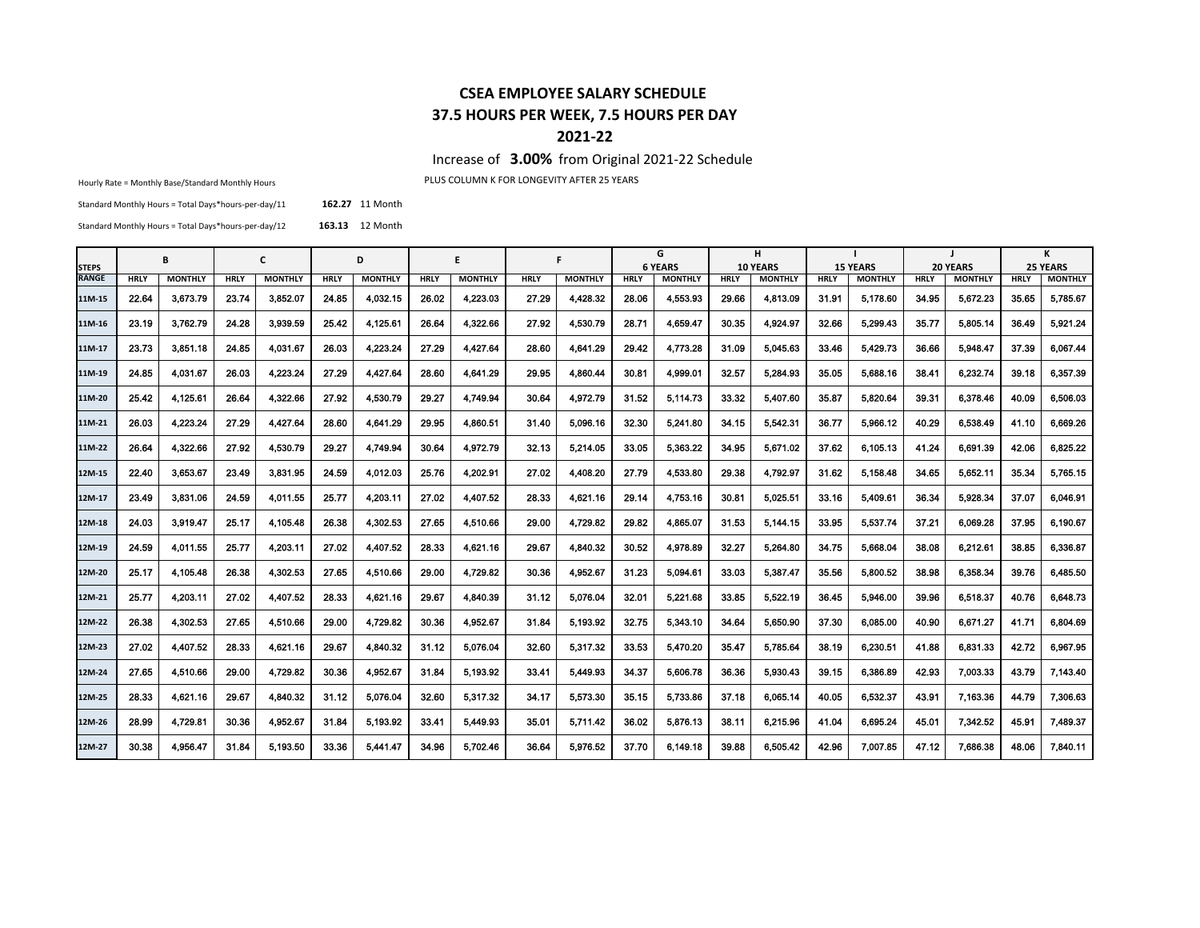# CSEA EMPLOYEE SALARY SCHEDULE
## 37.5 HOURS PER WEEK, 7.5 HOURS PER DAY
## 2021-22

Increase of **3.00%** from Original 2021-22 Schedule

Hourly Rate = Monthly Base/Standard Monthly Hours

PLUS COLUMN K FOR LONGEVITY AFTER 25 YEARS

Standard Monthly Hours = Total Days*hours-per-day/11 **162.27** 11 Month

Standard Monthly Hours = Total Days*hours-per-day/12 **163.13** 12 Month

| STEPS | B | | C | | D | | E | | F | | G 6 YEARS | | H 10 YEARS | | I 15 YEARS | | J 20 YEARS | | K 25 YEARS | |
|---|---|---|---|---|---|---|---|---|---|---|---|---|---|---|---|---|---|---|---|---|
| RANGE | HRLY | MONTHLY | HRLY | MONTHLY | HRLY | MONTHLY | HRLY | MONTHLY | HRLY | MONTHLY | HRLY | MONTHLY | HRLY | MONTHLY | HRLY | MONTHLY | HRLY | MONTHLY | HRLY | MONTHLY |
| 11M-15 | 22.64 | 3,673.79 | 23.74 | 3,852.07 | 24.85 | 4,032.15 | 26.02 | 4,223.03 | 27.29 | 4,428.32 | 28.06 | 4,553.93 | 29.66 | 4,813.09 | 31.91 | 5,178.60 | 34.95 | 5,672.23 | 35.65 | 5,785.67 |
| 11M-16 | 23.19 | 3,762.79 | 24.28 | 3,939.59 | 25.42 | 4,125.61 | 26.64 | 4,322.66 | 27.92 | 4,530.79 | 28.71 | 4,659.47 | 30.35 | 4,924.97 | 32.66 | 5,299.43 | 35.77 | 5,805.14 | 36.49 | 5,921.24 |
| 11M-17 | 23.73 | 3,851.18 | 24.85 | 4,031.67 | 26.03 | 4,223.24 | 27.29 | 4,427.64 | 28.60 | 4,641.29 | 29.42 | 4,773.28 | 31.09 | 5,045.63 | 33.46 | 5,429.73 | 36.66 | 5,948.47 | 37.39 | 6,067.44 |
| 11M-19 | 24.85 | 4,031.67 | 26.03 | 4,223.24 | 27.29 | 4,427.64 | 28.60 | 4,641.29 | 29.95 | 4,860.44 | 30.81 | 4,999.01 | 32.57 | 5,284.93 | 35.05 | 5,688.16 | 38.41 | 6,232.74 | 39.18 | 6,357.39 |
| 11M-20 | 25.42 | 4,125.61 | 26.64 | 4,322.66 | 27.92 | 4,530.79 | 29.27 | 4,749.94 | 30.64 | 4,972.79 | 31.52 | 5,114.73 | 33.32 | 5,407.60 | 35.87 | 5,820.64 | 39.31 | 6,378.46 | 40.09 | 6,506.03 |
| 11M-21 | 26.03 | 4,223.24 | 27.29 | 4,427.64 | 28.60 | 4,641.29 | 29.95 | 4,860.51 | 31.40 | 5,096.16 | 32.30 | 5,241.80 | 34.15 | 5,542.31 | 36.77 | 5,966.12 | 40.29 | 6,538.49 | 41.10 | 6,669.26 |
| 11M-22 | 26.64 | 4,322.66 | 27.92 | 4,530.79 | 29.27 | 4,749.94 | 30.64 | 4,972.79 | 32.13 | 5,214.05 | 33.05 | 5,363.22 | 34.95 | 5,671.02 | 37.62 | 6,105.13 | 41.24 | 6,691.39 | 42.06 | 6,825.22 |
| 12M-15 | 22.40 | 3,653.67 | 23.49 | 3,831.95 | 24.59 | 4,012.03 | 25.76 | 4,202.91 | 27.02 | 4,408.20 | 27.79 | 4,533.80 | 29.38 | 4,792.97 | 31.62 | 5,158.48 | 34.65 | 5,652.11 | 35.34 | 5,765.15 |
| 12M-17 | 23.49 | 3,831.06 | 24.59 | 4,011.55 | 25.77 | 4,203.11 | 27.02 | 4,407.52 | 28.33 | 4,621.16 | 29.14 | 4,753.16 | 30.81 | 5,025.51 | 33.16 | 5,409.61 | 36.34 | 5,928.34 | 37.07 | 6,046.91 |
| 12M-18 | 24.03 | 3,919.47 | 25.17 | 4,105.48 | 26.38 | 4,302.53 | 27.65 | 4,510.66 | 29.00 | 4,729.82 | 29.82 | 4,865.07 | 31.53 | 5,144.15 | 33.95 | 5,537.74 | 37.21 | 6,069.28 | 37.95 | 6,190.67 |
| 12M-19 | 24.59 | 4,011.55 | 25.77 | 4,203.11 | 27.02 | 4,407.52 | 28.33 | 4,621.16 | 29.67 | 4,840.32 | 30.52 | 4,978.89 | 32.27 | 5,264.80 | 34.75 | 5,668.04 | 38.08 | 6,212.61 | 38.85 | 6,336.87 |
| 12M-20 | 25.17 | 4,105.48 | 26.38 | 4,302.53 | 27.65 | 4,510.66 | 29.00 | 4,729.82 | 30.36 | 4,952.67 | 31.23 | 5,094.61 | 33.03 | 5,387.47 | 35.56 | 5,800.52 | 38.98 | 6,358.34 | 39.76 | 6,485.50 |
| 12M-21 | 25.77 | 4,203.11 | 27.02 | 4,407.52 | 28.33 | 4,621.16 | 29.67 | 4,840.39 | 31.12 | 5,076.04 | 32.01 | 5,221.68 | 33.85 | 5,522.19 | 36.45 | 5,946.00 | 39.96 | 6,518.37 | 40.76 | 6,648.73 |
| 12M-22 | 26.38 | 4,302.53 | 27.65 | 4,510.66 | 29.00 | 4,729.82 | 30.36 | 4,952.67 | 31.84 | 5,193.92 | 32.75 | 5,343.10 | 34.64 | 5,650.90 | 37.30 | 6,085.00 | 40.90 | 6,671.27 | 41.71 | 6,804.69 |
| 12M-23 | 27.02 | 4,407.52 | 28.33 | 4,621.16 | 29.67 | 4,840.32 | 31.12 | 5,076.04 | 32.60 | 5,317.32 | 33.53 | 5,470.20 | 35.47 | 5,785.64 | 38.19 | 6,230.51 | 41.88 | 6,831.33 | 42.72 | 6,967.95 |
| 12M-24 | 27.65 | 4,510.66 | 29.00 | 4,729.82 | 30.36 | 4,952.67 | 31.84 | 5,193.92 | 33.41 | 5,449.93 | 34.37 | 5,606.78 | 36.36 | 5,930.43 | 39.15 | 6,386.89 | 42.93 | 7,003.33 | 43.79 | 7,143.40 |
| 12M-25 | 28.33 | 4,621.16 | 29.67 | 4,840.32 | 31.12 | 5,076.04 | 32.60 | 5,317.32 | 34.17 | 5,573.30 | 35.15 | 5,733.86 | 37.18 | 6,065.14 | 40.05 | 6,532.37 | 43.91 | 7,163.36 | 44.79 | 7,306.63 |
| 12M-26 | 28.99 | 4,729.81 | 30.36 | 4,952.67 | 31.84 | 5,193.92 | 33.41 | 5,449.93 | 35.01 | 5,711.42 | 36.02 | 5,876.13 | 38.11 | 6,215.96 | 41.04 | 6,695.24 | 45.01 | 7,342.52 | 45.91 | 7,489.37 |
| 12M-27 | 30.38 | 4,956.47 | 31.84 | 5,193.50 | 33.36 | 5,441.47 | 34.96 | 5,702.46 | 36.64 | 5,976.52 | 37.70 | 6,149.18 | 39.88 | 6,505.42 | 42.96 | 7,007.85 | 47.12 | 7,686.38 | 48.06 | 7,840.11 |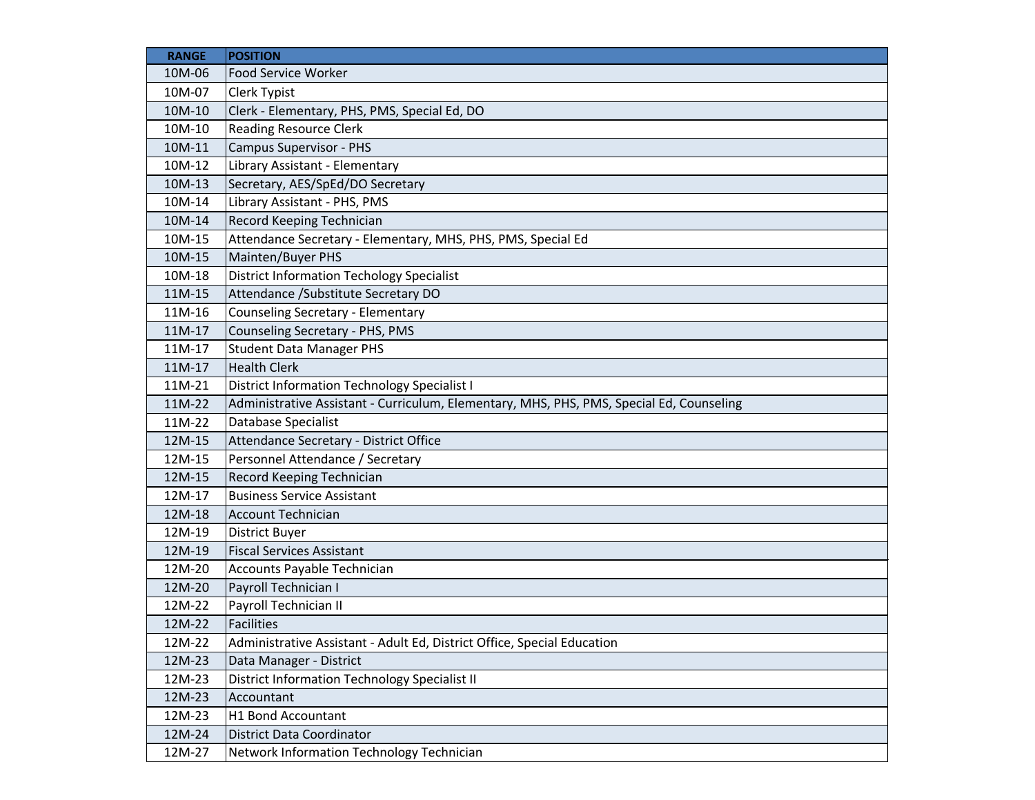| RANGE | POSITION |
|---|---|
| 10M-06 | Food Service Worker |
| 10M-07 | Clerk Typist |
| 10M-10 | Clerk - Elementary, PHS, PMS, Special Ed, DO |
| 10M-10 | Reading Resource Clerk |
| 10M-11 | Campus Supervisor - PHS |
| 10M-12 | Library Assistant - Elementary |
| 10M-13 | Secretary, AES/SpEd/DO Secretary |
| 10M-14 | Library Assistant - PHS, PMS |
| 10M-14 | Record Keeping Technician |
| 10M-15 | Attendance Secretary - Elementary, MHS, PHS, PMS, Special Ed |
| 10M-15 | Mainten/Buyer PHS |
| 10M-18 | District Information Techology Specialist |
| 11M-15 | Attendance /Substitute Secretary DO |
| 11M-16 | Counseling Secretary - Elementary |
| 11M-17 | Counseling Secretary - PHS, PMS |
| 11M-17 | Student Data Manager PHS |
| 11M-17 | Health Clerk |
| 11M-21 | District Information Technology Specialist I |
| 11M-22 | Administrative Assistant - Curriculum, Elementary, MHS, PHS, PMS, Special Ed, Counseling |
| 11M-22 | Database Specialist |
| 12M-15 | Attendance Secretary - District Office |
| 12M-15 | Personnel Attendance / Secretary |
| 12M-15 | Record Keeping Technician |
| 12M-17 | Business Service Assistant |
| 12M-18 | Account Technician |
| 12M-19 | District Buyer |
| 12M-19 | Fiscal Services Assistant |
| 12M-20 | Accounts Payable Technician |
| 12M-20 | Payroll Technician I |
| 12M-22 | Payroll Technician II |
| 12M-22 | Facilities |
| 12M-22 | Administrative Assistant - Adult Ed, District Office, Special Education |
| 12M-23 | Data Manager - District |
| 12M-23 | District Information Technology Specialist II |
| 12M-23 | Accountant |
| 12M-23 | H1 Bond Accountant |
| 12M-24 | District Data Coordinator |
| 12M-27 | Network Information Technology Technician |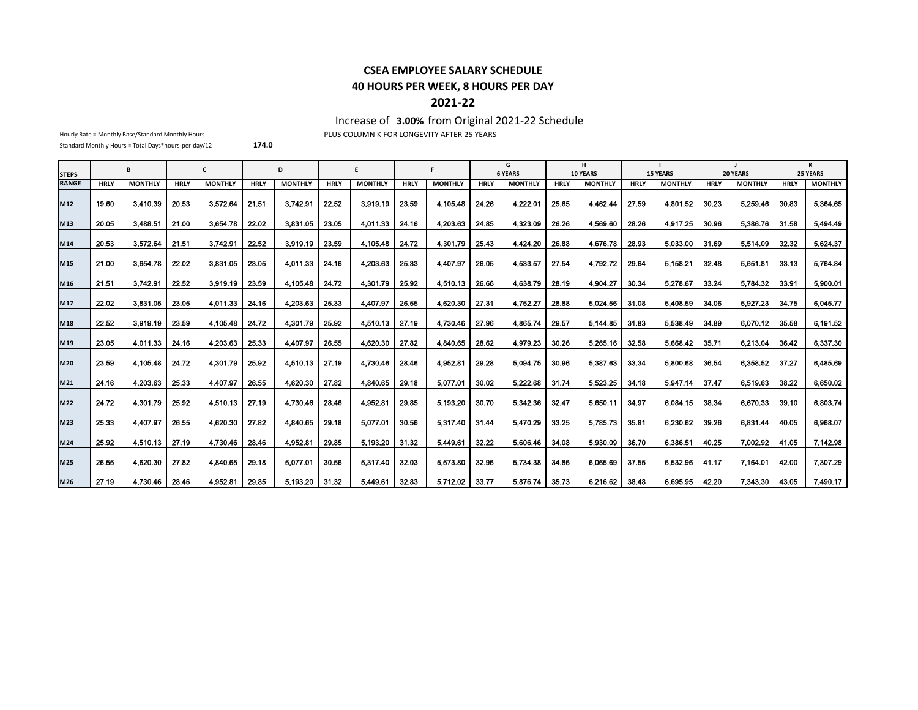# CSEA EMPLOYEE SALARY SCHEDULE

## 40 HOURS PER WEEK, 8 HOURS PER DAY

## 2021-22

Increase of **3.00%** from Original 2021-22 Schedule

Hourly Rate = Monthly Base/Standard Monthly Hours

Standard Monthly Hours = Total Days*hours-per-day/12 **174.0**

PLUS COLUMN K FOR LONGEVITY AFTER 25 YEARS

| STEPS | B | | C | | D | | E | | F | | G 6 YEARS | | H 10 YEARS | | I 15 YEARS | | J 20 YEARS | | K 25 YEARS | |
|---|---|---|---|---|---|---|---|---|---|---|---|---|---|---|---|---|---|---|---|---|
| RANGE | HRLY | MONTHLY | HRLY | MONTHLY | HRLY | MONTHLY | HRLY | MONTHLY | HRLY | MONTHLY | HRLY | MONTHLY | HRLY | MONTHLY | HRLY | MONTHLY | HRLY | MONTHLY | HRLY | MONTHLY |
| M12 | 19.60 | 3,410.39 | 20.53 | 3,572.64 | 21.51 | 3,742.91 | 22.52 | 3,919.19 | 23.59 | 4,105.48 | 24.26 | 4,222.01 | 25.65 | 4,462.44 | 27.59 | 4,801.52 | 30.23 | 5,259.46 | 30.83 | 5,364.65 |
| M13 | 20.05 | 3,488.51 | 21.00 | 3,654.78 | 22.02 | 3,831.05 | 23.05 | 4,011.33 | 24.16 | 4,203.63 | 24.85 | 4,323.09 | 26.26 | 4,569.60 | 28.26 | 4,917.25 | 30.96 | 5,386.76 | 31.58 | 5,494.49 |
| M14 | 20.53 | 3,572.64 | 21.51 | 3,742.91 | 22.52 | 3,919.19 | 23.59 | 4,105.48 | 24.72 | 4,301.79 | 25.43 | 4,424.20 | 26.88 | 4,676.78 | 28.93 | 5,033.00 | 31.69 | 5,514.09 | 32.32 | 5,624.37 |
| M15 | 21.00 | 3,654.78 | 22.02 | 3,831.05 | 23.05 | 4,011.33 | 24.16 | 4,203.63 | 25.33 | 4,407.97 | 26.05 | 4,533.57 | 27.54 | 4,792.72 | 29.64 | 5,158.21 | 32.48 | 5,651.81 | 33.13 | 5,764.84 |
| M16 | 21.51 | 3,742.91 | 22.52 | 3,919.19 | 23.59 | 4,105.48 | 24.72 | 4,301.79 | 25.92 | 4,510.13 | 26.66 | 4,638.79 | 28.19 | 4,904.27 | 30.34 | 5,278.67 | 33.24 | 5,784.32 | 33.91 | 5,900.01 |
| M17 | 22.02 | 3,831.05 | 23.05 | 4,011.33 | 24.16 | 4,203.63 | 25.33 | 4,407.97 | 26.55 | 4,620.30 | 27.31 | 4,752.27 | 28.88 | 5,024.56 | 31.08 | 5,408.59 | 34.06 | 5,927.23 | 34.75 | 6,045.77 |
| M18 | 22.52 | 3,919.19 | 23.59 | 4,105.48 | 24.72 | 4,301.79 | 25.92 | 4,510.13 | 27.19 | 4,730.46 | 27.96 | 4,865.74 | 29.57 | 5,144.85 | 31.83 | 5,538.49 | 34.89 | 6,070.12 | 35.58 | 6,191.52 |
| M19 | 23.05 | 4,011.33 | 24.16 | 4,203.63 | 25.33 | 4,407.97 | 26.55 | 4,620.30 | 27.82 | 4,840.65 | 28.62 | 4,979.23 | 30.26 | 5,265.16 | 32.58 | 5,668.42 | 35.71 | 6,213.04 | 36.42 | 6,337.30 |
| M20 | 23.59 | 4,105.48 | 24.72 | 4,301.79 | 25.92 | 4,510.13 | 27.19 | 4,730.46 | 28.46 | 4,952.81 | 29.28 | 5,094.75 | 30.96 | 5,387.63 | 33.34 | 5,800.68 | 36.54 | 6,358.52 | 37.27 | 6,485.69 |
| M21 | 24.16 | 4,203.63 | 25.33 | 4,407.97 | 26.55 | 4,620.30 | 27.82 | 4,840.65 | 29.18 | 5,077.01 | 30.02 | 5,222.68 | 31.74 | 5,523.25 | 34.18 | 5,947.14 | 37.47 | 6,519.63 | 38.22 | 6,650.02 |
| M22 | 24.72 | 4,301.79 | 25.92 | 4,510.13 | 27.19 | 4,730.46 | 28.46 | 4,952.81 | 29.85 | 5,193.20 | 30.70 | 5,342.36 | 32.47 | 5,650.11 | 34.97 | 6,084.15 | 38.34 | 6,670.33 | 39.10 | 6,803.74 |
| M23 | 25.33 | 4,407.97 | 26.55 | 4,620.30 | 27.82 | 4,840.65 | 29.18 | 5,077.01 | 30.56 | 5,317.40 | 31.44 | 5,470.29 | 33.25 | 5,785.73 | 35.81 | 6,230.62 | 39.26 | 6,831.44 | 40.05 | 6,968.07 |
| M24 | 25.92 | 4,510.13 | 27.19 | 4,730.46 | 28.46 | 4,952.81 | 29.85 | 5,193.20 | 31.32 | 5,449.61 | 32.22 | 5,606.46 | 34.08 | 5,930.09 | 36.70 | 6,386.51 | 40.25 | 7,002.92 | 41.05 | 7,142.98 |
| M25 | 26.55 | 4,620.30 | 27.82 | 4,840.65 | 29.18 | 5,077.01 | 30.56 | 5,317.40 | 32.03 | 5,573.80 | 32.96 | 5,734.38 | 34.86 | 6,065.69 | 37.55 | 6,532.96 | 41.17 | 7,164.01 | 42.00 | 7,307.29 |
| M26 | 27.19 | 4,730.46 | 28.46 | 4,952.81 | 29.85 | 5,193.20 | 31.32 | 5,449.61 | 32.83 | 5,712.02 | 33.77 | 5,876.74 | 35.73 | 6,216.62 | 38.48 | 6,695.95 | 42.20 | 7,343.30 | 43.05 | 7,490.17 |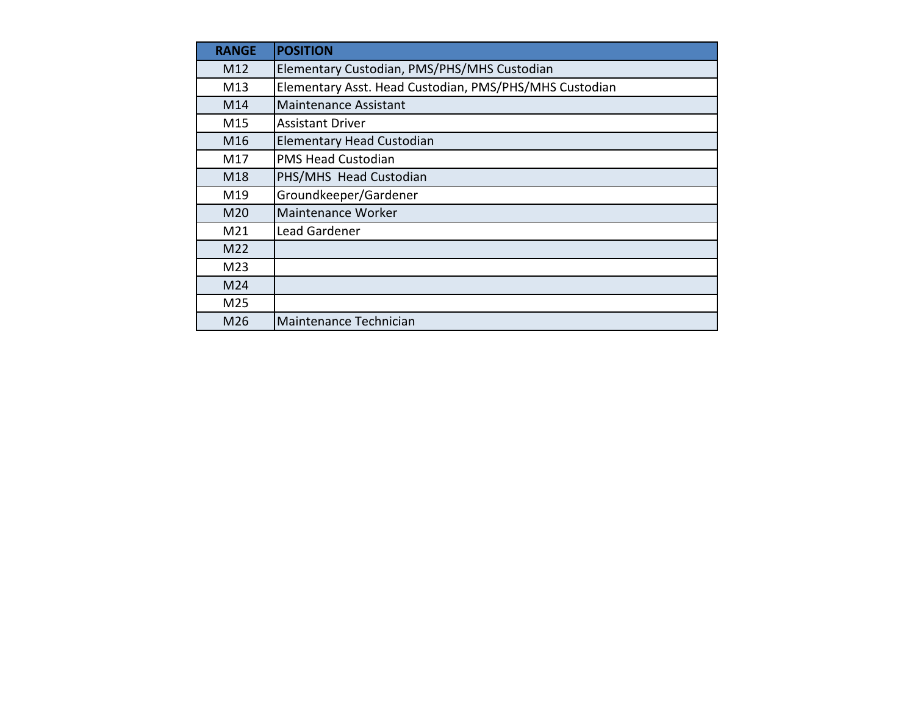| RANGE | POSITION |
|---|---|
| M12 | Elementary Custodian, PMS/PHS/MHS Custodian |
| M13 | Elementary Asst. Head Custodian, PMS/PHS/MHS Custodian |
| M14 | Maintenance Assistant |
| M15 | Assistant Driver |
| M16 | Elementary Head Custodian |
| M17 | PMS Head Custodian |
| M18 | PHS/MHS Head Custodian |
| M19 | Groundkeeper/Gardener |
| M20 | Maintenance Worker |
| M21 | Lead Gardener |
| M22 | |
| M23 | |
| M24 | |
| M25 | |
| M26 | Maintenance Technician |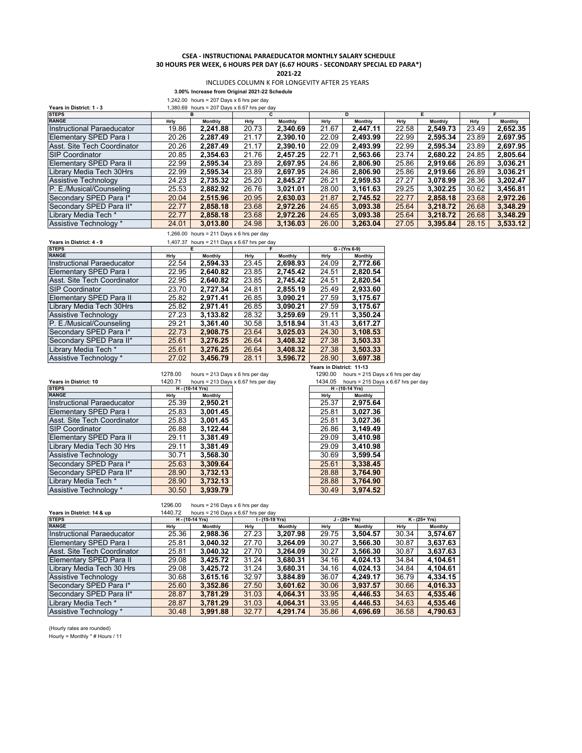**CSEA - INSTRUCTIONAL PARAEDUCATOR MONTHLY SALARY SCHEDULE**
**30 HOURS PER WEEK, 6 HOURS PER DAY (6.67 HOURS - SECONDARY SPECIAL ED PARA*)**
**2021-22**

INCLUDES COLUMN K FOR LONGEVITY AFTER 25 YEARS

**3.00% Increase from Original 2021-22 Schedule**

1,242.00 hours = 207 Days x 6 hrs per day

**Years in District: 1 - 3** 1,380.69 hours = 207 Days x 6.67 hrs per day

| STEPS | B | | C | | D | | E | | F | |
|---|---|---|---|---|---|---|---|---|---|---|
| RANGE | Hrly | Monthly | Hrly | Monthly | Hrly | Monthly | Hrly | Monthly | Hrly | Monthly |
| Instructional Paraeducator | 19.86 | **2,241.88** | 20.73 | **2,340.69** | 21.67 | **2,447.11** | 22.58 | **2,549.73** | 23.49 | **2,652.35** |
| Elementary SPED Para I | 20.26 | **2,287.49** | 21.17 | **2,390.10** | 22.09 | **2,493.99** | 22.99 | **2,595.34** | 23.89 | **2,697.95** |
| Asst. Site Tech Coordinator | 20.26 | **2,287.49** | 21.17 | **2,390.10** | 22.09 | **2,493.99** | 22.99 | **2,595.34** | 23.89 | **2,697.95** |
| SIP Coordinator | 20.85 | **2,354.63** | 21.76 | **2,457.25** | 22.71 | **2,563.66** | 23.74 | **2,680.22** | 24.85 | **2,805.64** |
| Elementary SPED Para II | 22.99 | **2,595.34** | 23.89 | **2,697.95** | 24.86 | **2,806.90** | 25.86 | **2,919.66** | 26.89 | **3,036.21** |
| Library Media Tech 30Hrs | 22.99 | **2,595.34** | 23.89 | **2,697.95** | 24.86 | **2,806.90** | 25.86 | **2,919.66** | 26.89 | **3,036.21** |
| Assistive Technology | 24.23 | **2,735.32** | 25.20 | **2,845.27** | 26.21 | **2,959.53** | 27.27 | **3,078.99** | 28.36 | **3,202.47** |
| P. E./Musical/Counseling | 25.53 | **2,882.92** | 26.76 | **3,021.01** | 28.00 | **3,161.63** | 29.25 | **3,302.25** | 30.62 | **3,456.81** |
| Secondary SPED Para I* | 20.04 | **2,515.96** | 20.95 | **2,630.03** | 21.87 | **2,745.52** | 22.77 | **2,858.18** | 23.68 | **2,972.26** |
| Secondary SPED Para II* | 22.77 | **2,858.18** | 23.68 | **2,972.26** | 24.65 | **3,093.38** | 25.64 | **3,218.72** | 26.68 | **3,348.29** |
| Library Media Tech * | 22.77 | **2,858.18** | 23.68 | **2,972.26** | 24.65 | **3,093.38** | 25.64 | **3,218.72** | 26.68 | **3,348.29** |
| Assistive Technology * | 24.01 | **3,013.80** | 24.98 | **3,136.03** | 26.00 | **3,263.04** | 27.05 | **3,395.84** | 28.15 | **3,533.12** |

1,266.00 hours = 211 Days x 6 hrs per day

**Years in District: 4 - 9** 1,407.37 hours = 211 Days x 6.67 hrs per day

| STEPS | E | | F | | G - (Yrs 6-9) | |
|---|---|---|---|---|---|---|
| RANGE | Hrly | Monthly | Hrly | Monthly | Hrly | Monthly |
| Instructional Paraeducator | 22.54 | **2,594.33** | 23.45 | **2,698.93** | 24.09 | **2,772.66** |
| Elementary SPED Para I | 22.95 | **2,640.82** | 23.85 | **2,745.42** | 24.51 | **2,820.54** |
| Asst. Site Tech Coordinator | 22.95 | **2,640.82** | 23.85 | **2,745.42** | 24.51 | **2,820.54** |
| SIP Coordinator | 23.70 | **2,727.34** | 24.81 | **2,855.19** | 25.49 | **2,933.60** |
| Elementary SPED Para II | 25.82 | **2,971.41** | 26.85 | **3,090.21** | 27.59 | **3,175.67** |
| Library Media Tech 30Hrs | 25.82 | **2,971.41** | 26.85 | **3,090.21** | 27.59 | **3,175.67** |
| Assistive Technology | 27.23 | **3,133.82** | 28.32 | **3,259.69** | 29.11 | **3,350.24** |
| P. E./Musical/Counseling | 29.21 | **3,361.40** | 30.58 | **3,518.94** | 31.43 | **3,617.27** |
| Secondary SPED Para I* | 22.73 | **2,908.75** | 23.64 | **3,025.03** | 24.30 | **3,108.53** |
| Secondary SPED Para II* | 25.61 | **3,276.25** | 26.64 | **3,408.32** | 27.38 | **3,503.33** |
| Library Media Tech * | 25.61 | **3,276.25** | 26.64 | **3,408.32** | 27.38 | **3,503.33** |
| Assistive Technology * | 27.02 | **3,456.79** | 28.11 | **3,596.72** | 28.90 | **3,697.38** |

**Years in District: 10**
1278.00 hours = 213 Days x 6 hrs per day
1420.71 hours = 213 Days x 6.67 hrs per day

**Years in District: 11-13**
1290.00 hours = 215 Days x 6 hrs per day
1434.05 hours = 215 Days x 6.67 hrs per day

| STEPS | H - (10-14 Yrs) (Yrs 10) | | H - (10-14 Yrs) (Yrs 11-13) | |
|---|---|---|---|---|
| RANGE | Hrly | Monthly | Hrly | Monthly |
| Instructional Paraeducator | 25.39 | **2,950.21** | 25.37 | **2,975.64** |
| Elementary SPED Para I | 25.83 | **3,001.45** | 25.81 | **3,027.36** |
| Asst. Site Tech Coordinator | 25.83 | **3,001.45** | 25.81 | **3,027.36** |
| SIP Coordinator | 26.88 | **3,122.44** | 26.86 | **3,149.49** |
| Elementary SPED Para II | 29.11 | **3,381.49** | 29.09 | **3,410.98** |
| Library Media Tech 30 Hrs | 29.11 | **3,381.49** | 29.09 | **3,410.98** |
| Assistive Technology | 30.71 | **3,568.30** | 30.69 | **3,599.54** |
| Secondary SPED Para I* | 25.63 | **3,309.64** | 25.61 | **3,338.45** |
| Secondary SPED Para II* | 28.90 | **3,732.13** | 28.88 | **3,764.90** |
| Library Media Tech * | 28.90 | **3,732.13** | 28.88 | **3,764.90** |
| Assistive Technology * | 30.50 | **3,939.79** | 30.49 | **3,974.52** |

1296.00 hours = 216 Days x 6 hrs per day

**Years in District: 14 & up** 1440.72 hours = 216 Days x 6.67 hrs per day

| STEPS | H - (10-14 Yrs) | | I - (15-19 Yrs) | | J - (20+ Yrs) | | K - (25+ Yrs) | |
|---|---|---|---|---|---|---|---|---|
| RANGE | Hrly | Monthly | Hrly | Monthly | Hrly | Monthly | Hrly | Monthly |
| Instructional Paraeducator | 25.36 | **2,988.36** | 27.23 | **3,207.98** | 29.75 | **3,504.57** | 30.34 | **3,574.67** |
| Elementary SPED Para I | 25.81 | **3,040.32** | 27.70 | **3,264.09** | 30.27 | **3,566.30** | 30.87 | **3,637.63** |
| Asst. Site Tech Coordinator | 25.81 | **3,040.32** | 27.70 | **3,264.09** | 30.27 | **3,566.30** | 30.87 | **3,637.63** |
| Elementary SPED Para II | 29.08 | **3,425.72** | 31.24 | **3,680.31** | 34.16 | **4,024.13** | 34.84 | **4,104.61** |
| Library Media Tech 30 Hrs | 29.08 | **3,425.72** | 31.24 | **3,680.31** | 34.16 | **4,024.13** | 34.84 | **4,104.61** |
| Assistive Technology | 30.68 | **3,615.16** | 32.97 | **3,884.89** | 36.07 | **4,249.17** | 36.79 | **4,334.15** |
| Secondary SPED Para I* | 25.60 | **3,352.86** | 27.50 | **3,601.62** | 30.06 | **3,937.57** | 30.66 | **4,016.33** |
| Secondary SPED Para II* | 28.87 | **3,781.29** | 31.03 | **4,064.31** | 33.95 | **4,446.53** | 34.63 | **4,535.46** |
| Library Media Tech * | 28.87 | **3,781.29** | 31.03 | **4,064.31** | 33.95 | **4,446.53** | 34.63 | **4,535.46** |
| Assistive Technology * | 30.48 | **3,991.88** | 32.77 | **4,291.74** | 35.86 | **4,696.69** | 36.58 | **4,790.63** |

(Hourly rates are rounded)

Hourly = Monthly * # Hours / 11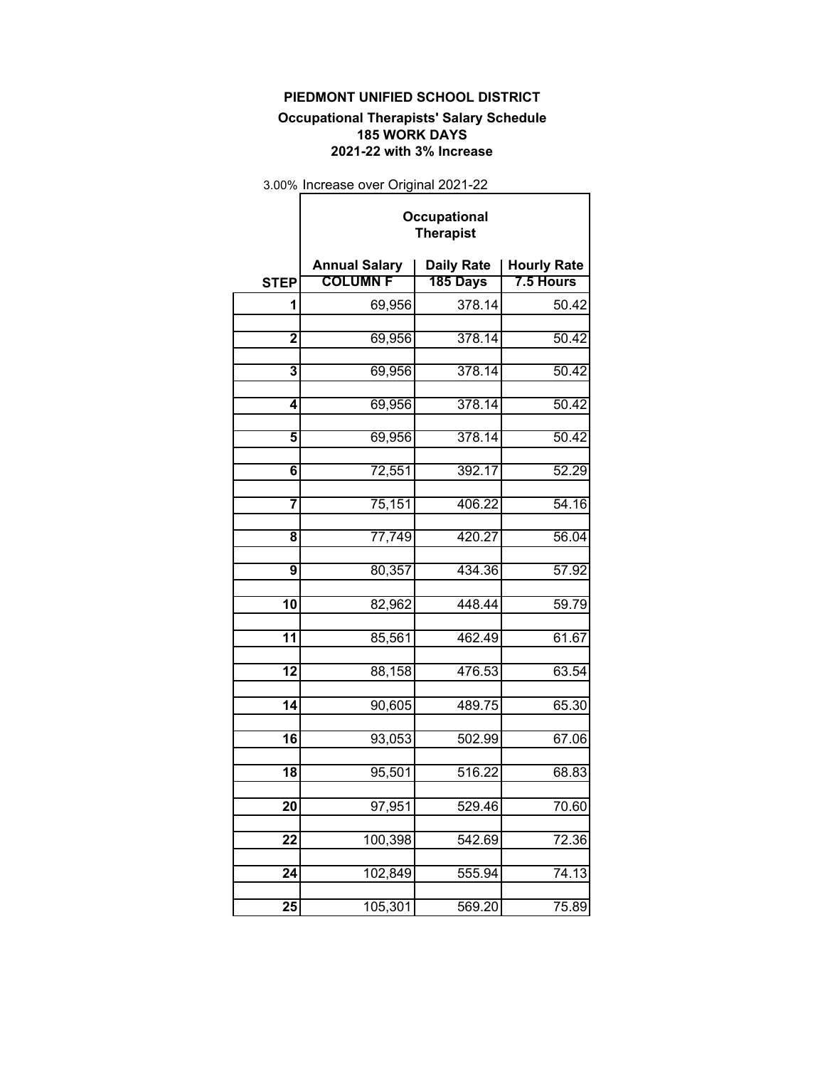# PIEDMONT UNIFIED SCHOOL DISTRICT

## Occupational Therapists' Salary Schedule

## 185 WORK DAYS

## 2021-22 with 3% Increase

3.00% Increase over Original 2021-22

| | Occupational Therapist | | |
|---|---|---|---|
| STEP | Annual Salary COLUMN F | Daily Rate 185 Days | Hourly Rate 7.5 Hours |
| 1 | 69,956 | 378.14 | 50.42 |
| 2 | 69,956 | 378.14 | 50.42 |
| 3 | 69,956 | 378.14 | 50.42 |
| 4 | 69,956 | 378.14 | 50.42 |
| 5 | 69,956 | 378.14 | 50.42 |
| 6 | 72,551 | 392.17 | 52.29 |
| 7 | 75,151 | 406.22 | 54.16 |
| 8 | 77,749 | 420.27 | 56.04 |
| 9 | 80,357 | 434.36 | 57.92 |
| 10 | 82,962 | 448.44 | 59.79 |
| 11 | 85,561 | 462.49 | 61.67 |
| 12 | 88,158 | 476.53 | 63.54 |
| 14 | 90,605 | 489.75 | 65.30 |
| 16 | 93,053 | 502.99 | 67.06 |
| 18 | 95,501 | 516.22 | 68.83 |
| 20 | 97,951 | 529.46 | 70.60 |
| 22 | 100,398 | 542.69 | 72.36 |
| 24 | 102,849 | 555.94 | 74.13 |
| 25 | 105,301 | 569.20 | 75.89 |